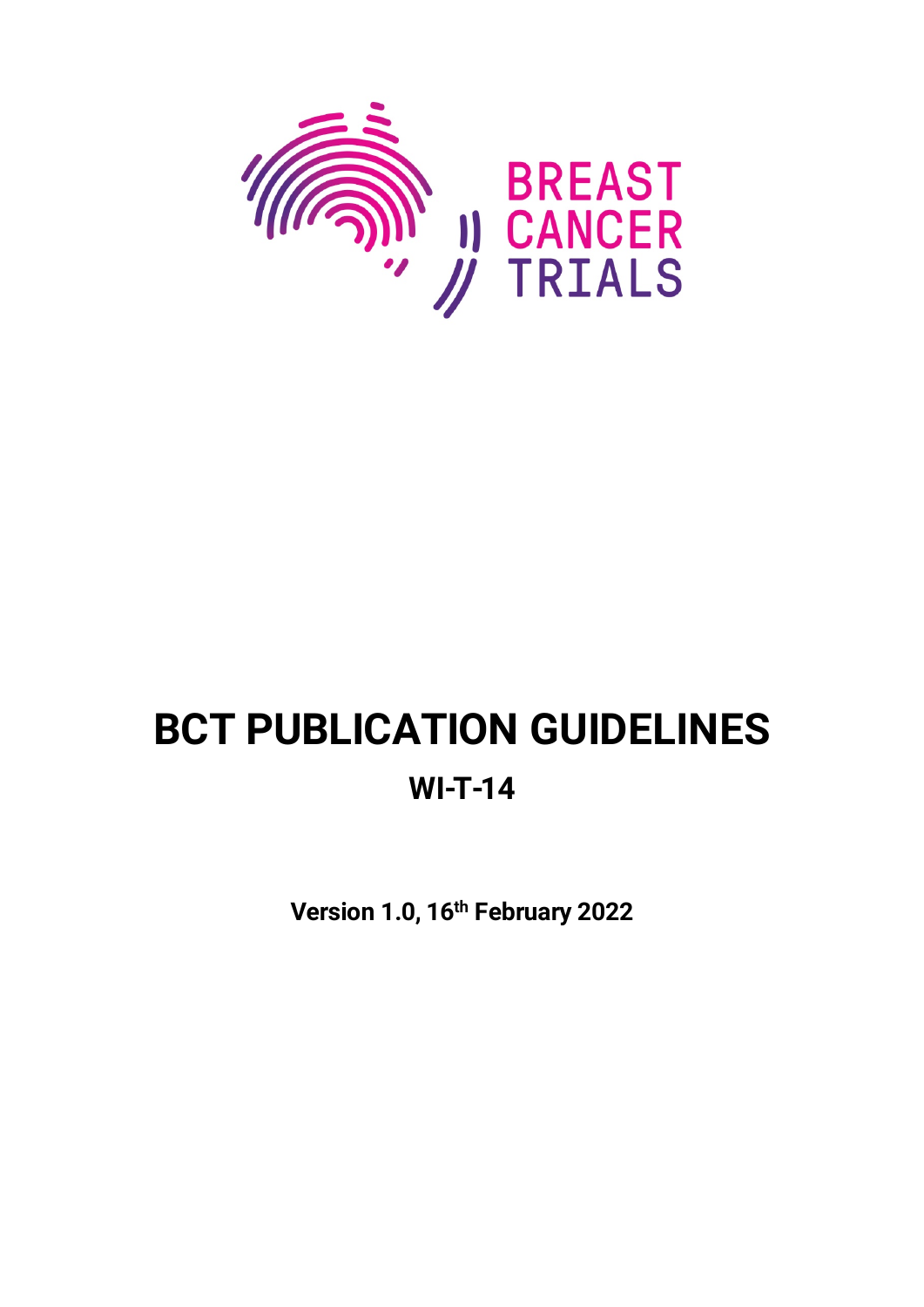BREAST CANCER TRIALS

# BCT PUBLICATION GUIDELINES

## WI-T-14

**Version 1.0, 16th February 2022**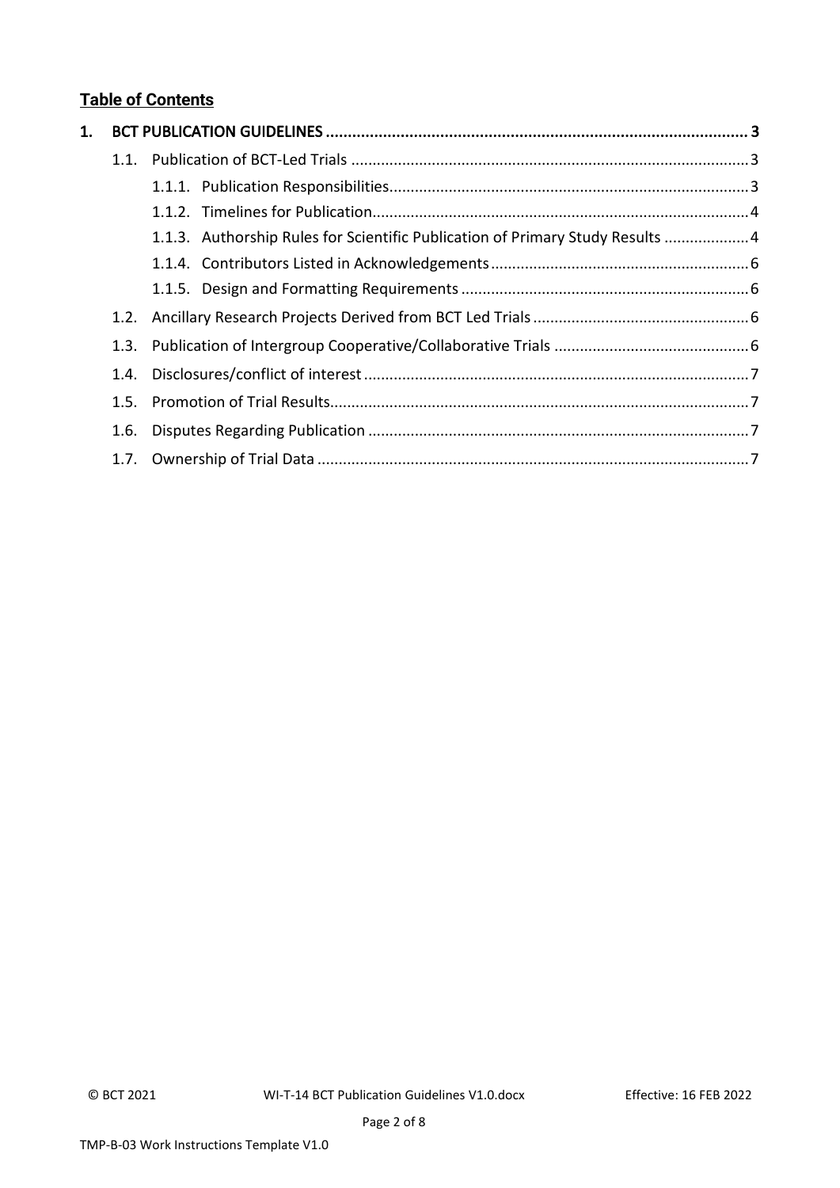## Table of Contents

1. BCT PUBLICATION GUIDELINES ....... 3
   - 1.1. Publication of BCT-Led Trials ....... 3
     - 1.1.1. Publication Responsibilities ....... 3
     - 1.1.2. Timelines for Publication ....... 4
     - 1.1.3. Authorship Rules for Scientific Publication of Primary Study Results ....... 4
     - 1.1.4. Contributors Listed in Acknowledgements ....... 6
     - 1.1.5. Design and Formatting Requirements ....... 6
   - 1.2. Ancillary Research Projects Derived from BCT Led Trials ....... 6
   - 1.3. Publication of Intergroup Cooperative/Collaborative Trials ....... 6
   - 1.4. Disclosures/conflict of interest ....... 7
   - 1.5. Promotion of Trial Results ....... 7
   - 1.6. Disputes Regarding Publication ....... 7
   - 1.7. Ownership of Trial Data ....... 7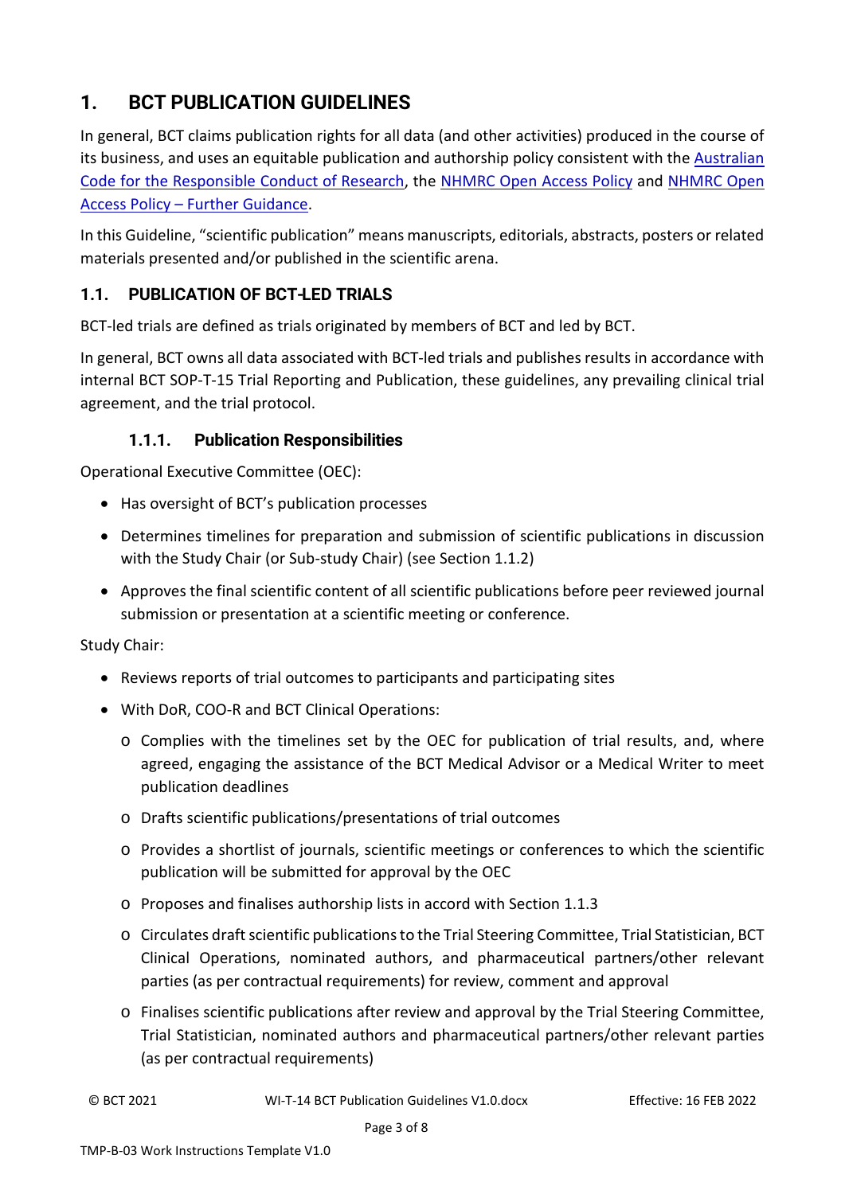# 1. BCT PUBLICATION GUIDELINES

In general, BCT claims publication rights for all data (and other activities) produced in the course of its business, and uses an equitable publication and authorship policy consistent with the Australian Code for the Responsible Conduct of Research, the NHMRC Open Access Policy and NHMRC Open Access Policy – Further Guidance.

In this Guideline, "scientific publication" means manuscripts, editorials, abstracts, posters or related materials presented and/or published in the scientific arena.

## 1.1. PUBLICATION OF BCT-LED TRIALS

BCT-led trials are defined as trials originated by members of BCT and led by BCT.

In general, BCT owns all data associated with BCT-led trials and publishes results in accordance with internal BCT SOP-T-15 Trial Reporting and Publication, these guidelines, any prevailing clinical trial agreement, and the trial protocol.

### 1.1.1. Publication Responsibilities

Operational Executive Committee (OEC):

- Has oversight of BCT's publication processes
- Determines timelines for preparation and submission of scientific publications in discussion with the Study Chair (or Sub-study Chair) (see Section 1.1.2)
- Approves the final scientific content of all scientific publications before peer reviewed journal submission or presentation at a scientific meeting or conference.

Study Chair:

- Reviews reports of trial outcomes to participants and participating sites
- With DoR, COO-R and BCT Clinical Operations:
  - Complies with the timelines set by the OEC for publication of trial results, and, where agreed, engaging the assistance of the BCT Medical Advisor or a Medical Writer to meet publication deadlines
  - Drafts scientific publications/presentations of trial outcomes
  - Provides a shortlist of journals, scientific meetings or conferences to which the scientific publication will be submitted for approval by the OEC
  - Proposes and finalises authorship lists in accord with Section 1.1.3
  - Circulates draft scientific publications to the Trial Steering Committee, Trial Statistician, BCT Clinical Operations, nominated authors, and pharmaceutical partners/other relevant parties (as per contractual requirements) for review, comment and approval
  - Finalises scientific publications after review and approval by the Trial Steering Committee, Trial Statistician, nominated authors and pharmaceutical partners/other relevant parties (as per contractual requirements)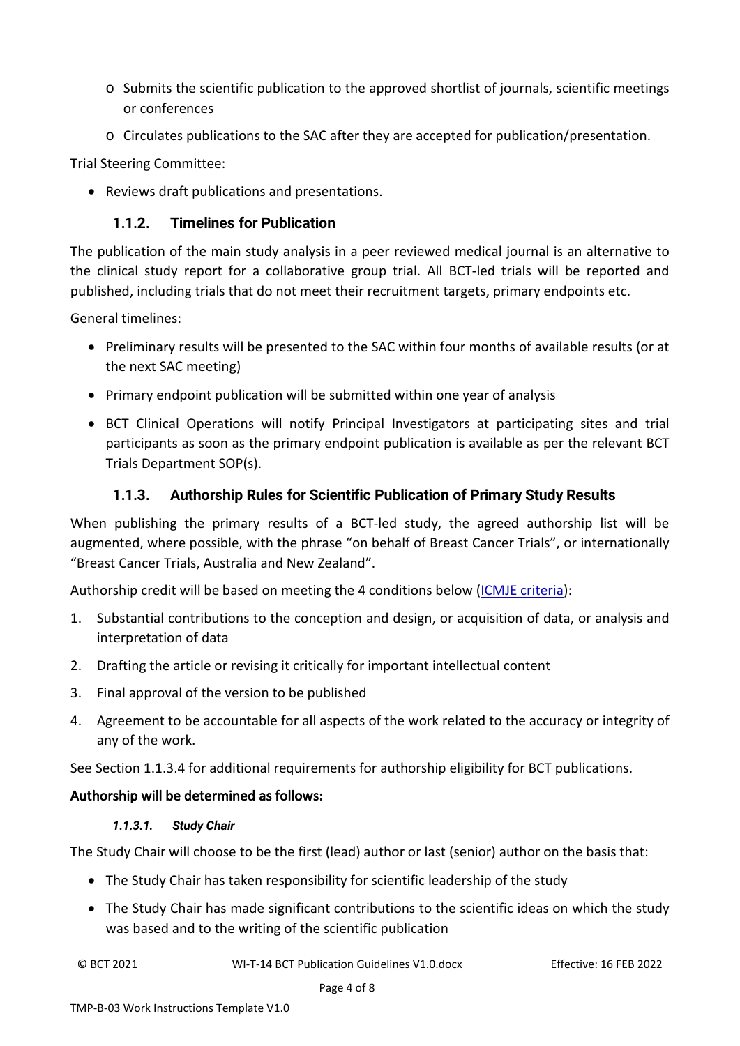- Submits the scientific publication to the approved shortlist of journals, scientific meetings or conferences
- Circulates publications to the SAC after they are accepted for publication/presentation.

Trial Steering Committee:

- Reviews draft publications and presentations.

### 1.1.2. Timelines for Publication

The publication of the main study analysis in a peer reviewed medical journal is an alternative to the clinical study report for a collaborative group trial. All BCT-led trials will be reported and published, including trials that do not meet their recruitment targets, primary endpoints etc.

General timelines:

- Preliminary results will be presented to the SAC within four months of available results (or at the next SAC meeting)
- Primary endpoint publication will be submitted within one year of analysis
- BCT Clinical Operations will notify Principal Investigators at participating sites and trial participants as soon as the primary endpoint publication is available as per the relevant BCT Trials Department SOP(s).

### 1.1.3. Authorship Rules for Scientific Publication of Primary Study Results

When publishing the primary results of a BCT-led study, the agreed authorship list will be augmented, where possible, with the phrase "on behalf of Breast Cancer Trials", or internationally "Breast Cancer Trials, Australia and New Zealand".

Authorship credit will be based on meeting the 4 conditions below (ICMJE criteria):

1. Substantial contributions to the conception and design, or acquisition of data, or analysis and interpretation of data
2. Drafting the article or revising it critically for important intellectual content
3. Final approval of the version to be published
4. Agreement to be accountable for all aspects of the work related to the accuracy or integrity of any of the work.

See Section 1.1.3.4 for additional requirements for authorship eligibility for BCT publications.

**Authorship will be determined as follows:**

#### *1.1.3.1. Study Chair*

The Study Chair will choose to be the first (lead) author or last (senior) author on the basis that:

- The Study Chair has taken responsibility for scientific leadership of the study
- The Study Chair has made significant contributions to the scientific ideas on which the study was based and to the writing of the scientific publication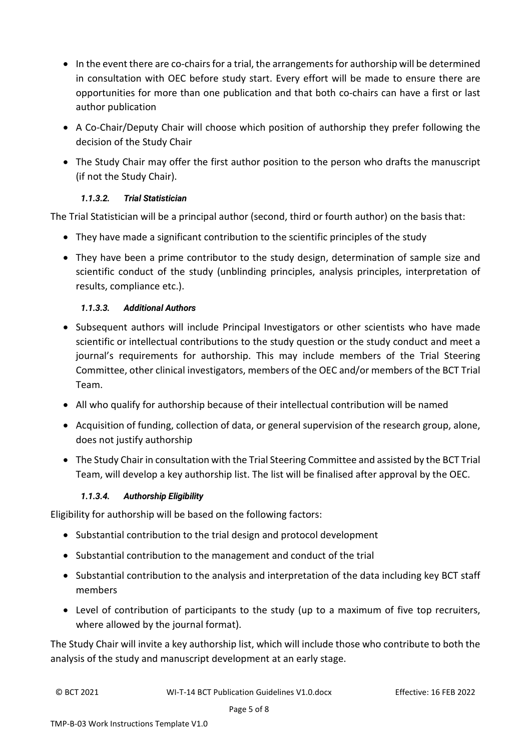- In the event there are co-chairs for a trial, the arrangements for authorship will be determined in consultation with OEC before study start. Every effort will be made to ensure there are opportunities for more than one publication and that both co-chairs can have a first or last author publication
- A Co-Chair/Deputy Chair will choose which position of authorship they prefer following the decision of the Study Chair
- The Study Chair may offer the first author position to the person who drafts the manuscript (if not the Study Chair).

#### *1.1.3.2. Trial Statistician*

The Trial Statistician will be a principal author (second, third or fourth author) on the basis that:

- They have made a significant contribution to the scientific principles of the study
- They have been a prime contributor to the study design, determination of sample size and scientific conduct of the study (unblinding principles, analysis principles, interpretation of results, compliance etc.).

#### *1.1.3.3. Additional Authors*

- Subsequent authors will include Principal Investigators or other scientists who have made scientific or intellectual contributions to the study question or the study conduct and meet a journal's requirements for authorship. This may include members of the Trial Steering Committee, other clinical investigators, members of the OEC and/or members of the BCT Trial Team.
- All who qualify for authorship because of their intellectual contribution will be named
- Acquisition of funding, collection of data, or general supervision of the research group, alone, does not justify authorship
- The Study Chair in consultation with the Trial Steering Committee and assisted by the BCT Trial Team, will develop a key authorship list. The list will be finalised after approval by the OEC.

#### *1.1.3.4. Authorship Eligibility*

Eligibility for authorship will be based on the following factors:

- Substantial contribution to the trial design and protocol development
- Substantial contribution to the management and conduct of the trial
- Substantial contribution to the analysis and interpretation of the data including key BCT staff members
- Level of contribution of participants to the study (up to a maximum of five top recruiters, where allowed by the journal format).

The Study Chair will invite a key authorship list, which will include those who contribute to both the analysis of the study and manuscript development at an early stage.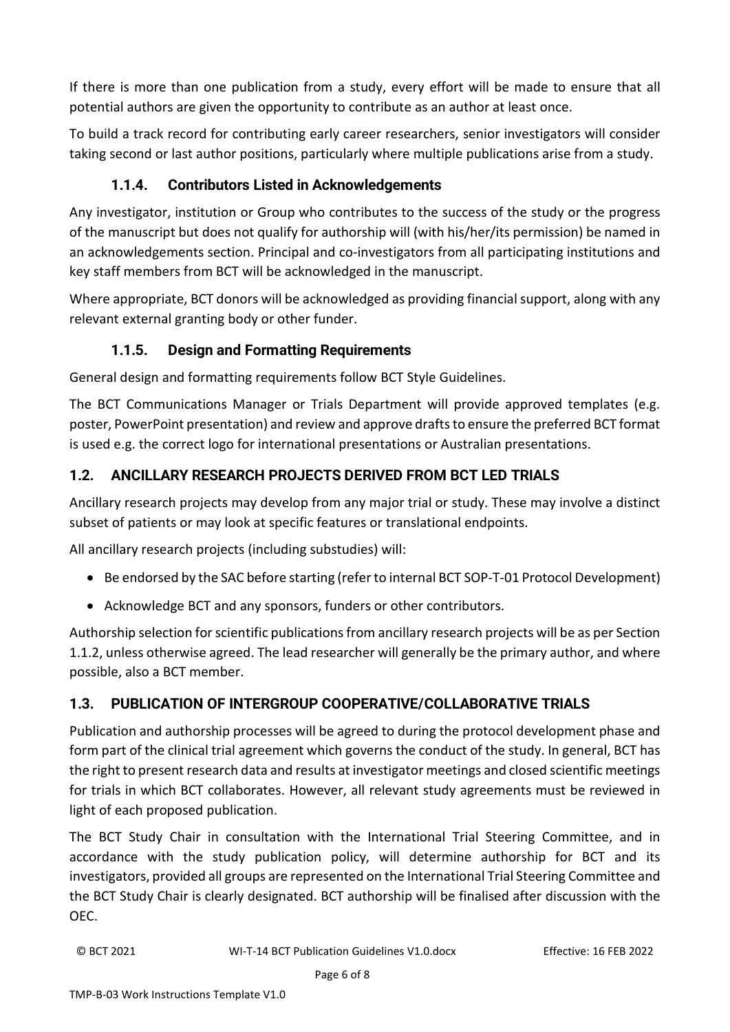If there is more than one publication from a study, every effort will be made to ensure that all potential authors are given the opportunity to contribute as an author at least once.

To build a track record for contributing early career researchers, senior investigators will consider taking second or last author positions, particularly where multiple publications arise from a study.

#### 1.1.4. Contributors Listed in Acknowledgements

Any investigator, institution or Group who contributes to the success of the study or the progress of the manuscript but does not qualify for authorship will (with his/her/its permission) be named in an acknowledgements section. Principal and co-investigators from all participating institutions and key staff members from BCT will be acknowledged in the manuscript.

Where appropriate, BCT donors will be acknowledged as providing financial support, along with any relevant external granting body or other funder.

#### 1.1.5. Design and Formatting Requirements

General design and formatting requirements follow BCT Style Guidelines.

The BCT Communications Manager or Trials Department will provide approved templates (e.g. poster, PowerPoint presentation) and review and approve drafts to ensure the preferred BCT format is used e.g. the correct logo for international presentations or Australian presentations.

### 1.2. ANCILLARY RESEARCH PROJECTS DERIVED FROM BCT LED TRIALS

Ancillary research projects may develop from any major trial or study. These may involve a distinct subset of patients or may look at specific features or translational endpoints.

All ancillary research projects (including substudies) will:

- Be endorsed by the SAC before starting (refer to internal BCT SOP-T-01 Protocol Development)
- Acknowledge BCT and any sponsors, funders or other contributors.

Authorship selection for scientific publications from ancillary research projects will be as per Section 1.1.2, unless otherwise agreed. The lead researcher will generally be the primary author, and where possible, also a BCT member.

### 1.3. PUBLICATION OF INTERGROUP COOPERATIVE/COLLABORATIVE TRIALS

Publication and authorship processes will be agreed to during the protocol development phase and form part of the clinical trial agreement which governs the conduct of the study. In general, BCT has the right to present research data and results at investigator meetings and closed scientific meetings for trials in which BCT collaborates. However, all relevant study agreements must be reviewed in light of each proposed publication.

The BCT Study Chair in consultation with the International Trial Steering Committee, and in accordance with the study publication policy, will determine authorship for BCT and its investigators, provided all groups are represented on the International Trial Steering Committee and the BCT Study Chair is clearly designated. BCT authorship will be finalised after discussion with the OEC.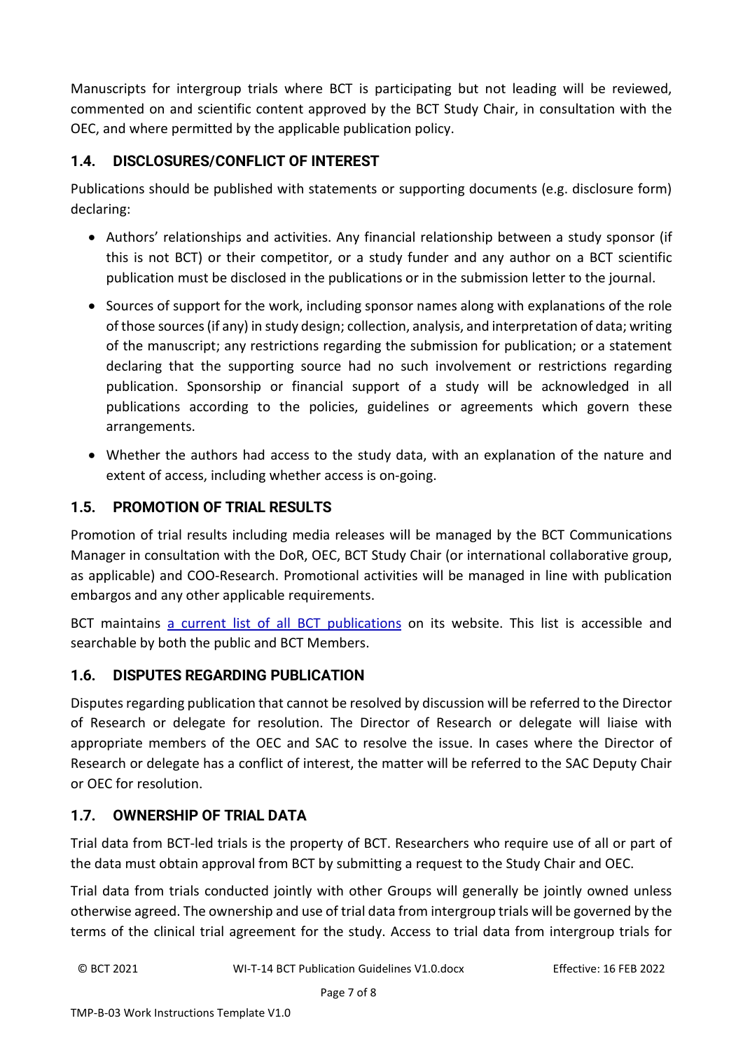Manuscripts for intergroup trials where BCT is participating but not leading will be reviewed, commented on and scientific content approved by the BCT Study Chair, in consultation with the OEC, and where permitted by the applicable publication policy.

## 1.4. DISCLOSURES/CONFLICT OF INTEREST

Publications should be published with statements or supporting documents (e.g. disclosure form) declaring:

- Authors' relationships and activities. Any financial relationship between a study sponsor (if this is not BCT) or their competitor, or a study funder and any author on a BCT scientific publication must be disclosed in the publications or in the submission letter to the journal.
- Sources of support for the work, including sponsor names along with explanations of the role of those sources (if any) in study design; collection, analysis, and interpretation of data; writing of the manuscript; any restrictions regarding the submission for publication; or a statement declaring that the supporting source had no such involvement or restrictions regarding publication. Sponsorship or financial support of a study will be acknowledged in all publications according to the policies, guidelines or agreements which govern these arrangements.
- Whether the authors had access to the study data, with an explanation of the nature and extent of access, including whether access is on-going.

## 1.5. PROMOTION OF TRIAL RESULTS

Promotion of trial results including media releases will be managed by the BCT Communications Manager in consultation with the DoR, OEC, BCT Study Chair (or international collaborative group, as applicable) and COO-Research. Promotional activities will be managed in line with publication embargos and any other applicable requirements.

BCT maintains [a current list of all BCT publications]() on its website. This list is accessible and searchable by both the public and BCT Members.

## 1.6. DISPUTES REGARDING PUBLICATION

Disputes regarding publication that cannot be resolved by discussion will be referred to the Director of Research or delegate for resolution. The Director of Research or delegate will liaise with appropriate members of the OEC and SAC to resolve the issue. In cases where the Director of Research or delegate has a conflict of interest, the matter will be referred to the SAC Deputy Chair or OEC for resolution.

## 1.7. OWNERSHIP OF TRIAL DATA

Trial data from BCT-led trials is the property of BCT. Researchers who require use of all or part of the data must obtain approval from BCT by submitting a request to the Study Chair and OEC.

Trial data from trials conducted jointly with other Groups will generally be jointly owned unless otherwise agreed. The ownership and use of trial data from intergroup trials will be governed by the terms of the clinical trial agreement for the study. Access to trial data from intergroup trials for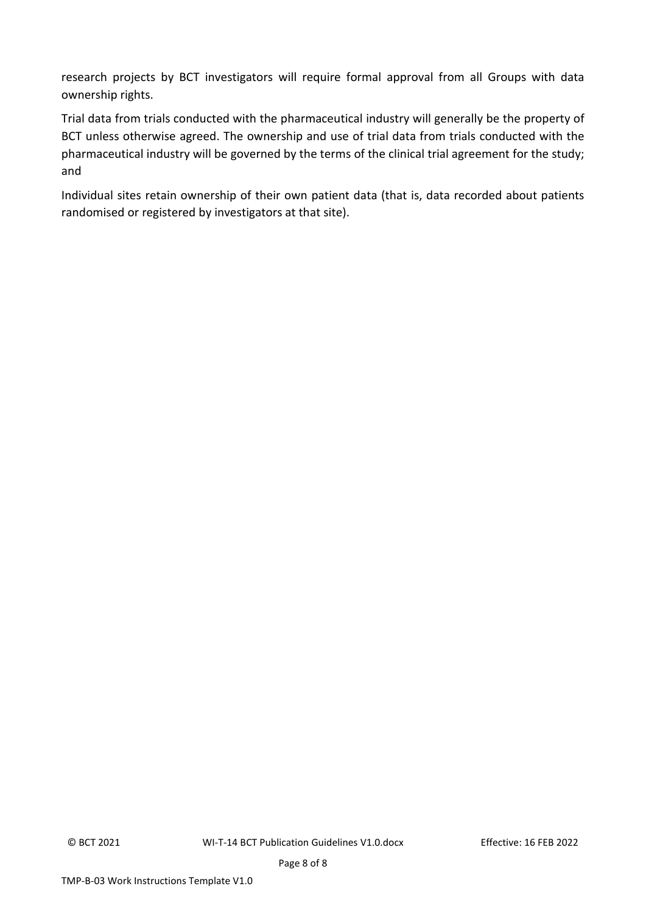research projects by BCT investigators will require formal approval from all Groups with data ownership rights.

Trial data from trials conducted with the pharmaceutical industry will generally be the property of BCT unless otherwise agreed. The ownership and use of trial data from trials conducted with the pharmaceutical industry will be governed by the terms of the clinical trial agreement for the study; and

Individual sites retain ownership of their own patient data (that is, data recorded about patients randomised or registered by investigators at that site).